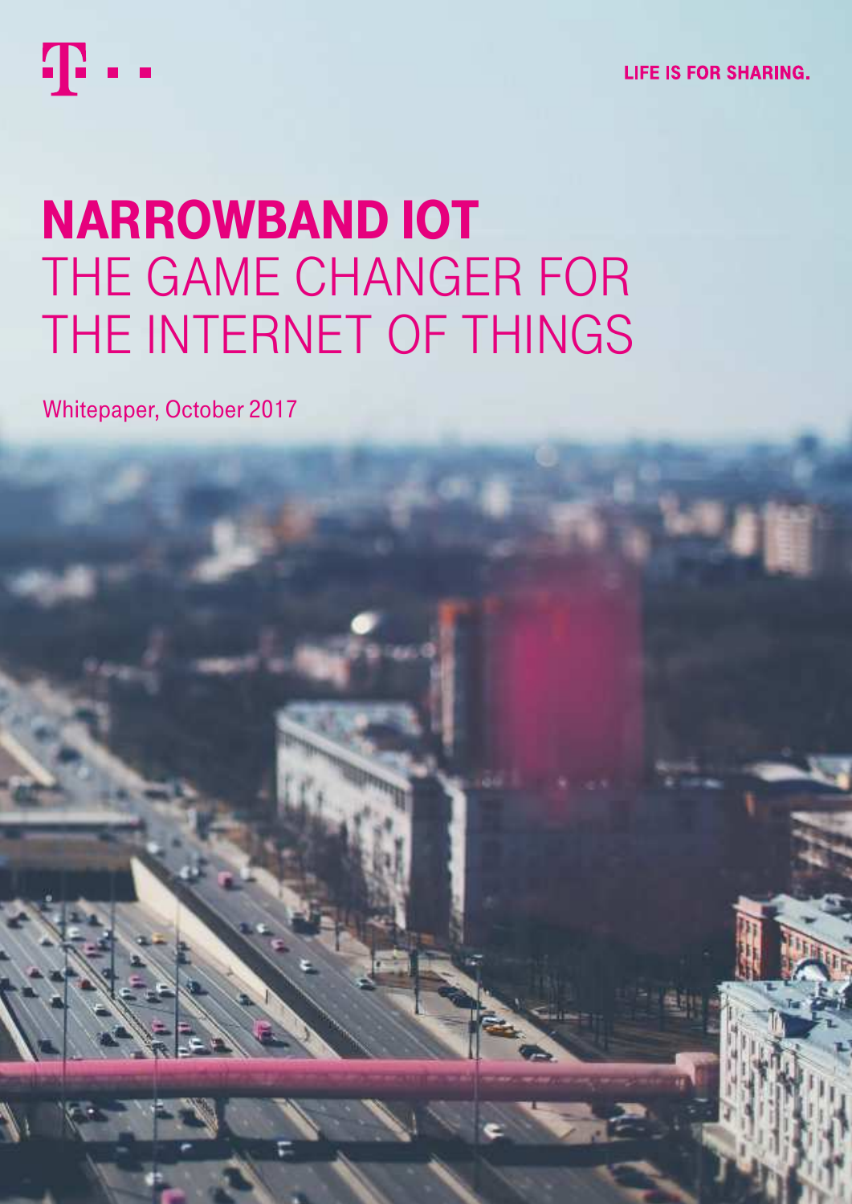LIFE IS FOR SHARING.

# NARROWBAND IOT
## THE GAME CHANGER FOR THE INTERNET OF THINGS

Whitepaper, October 2017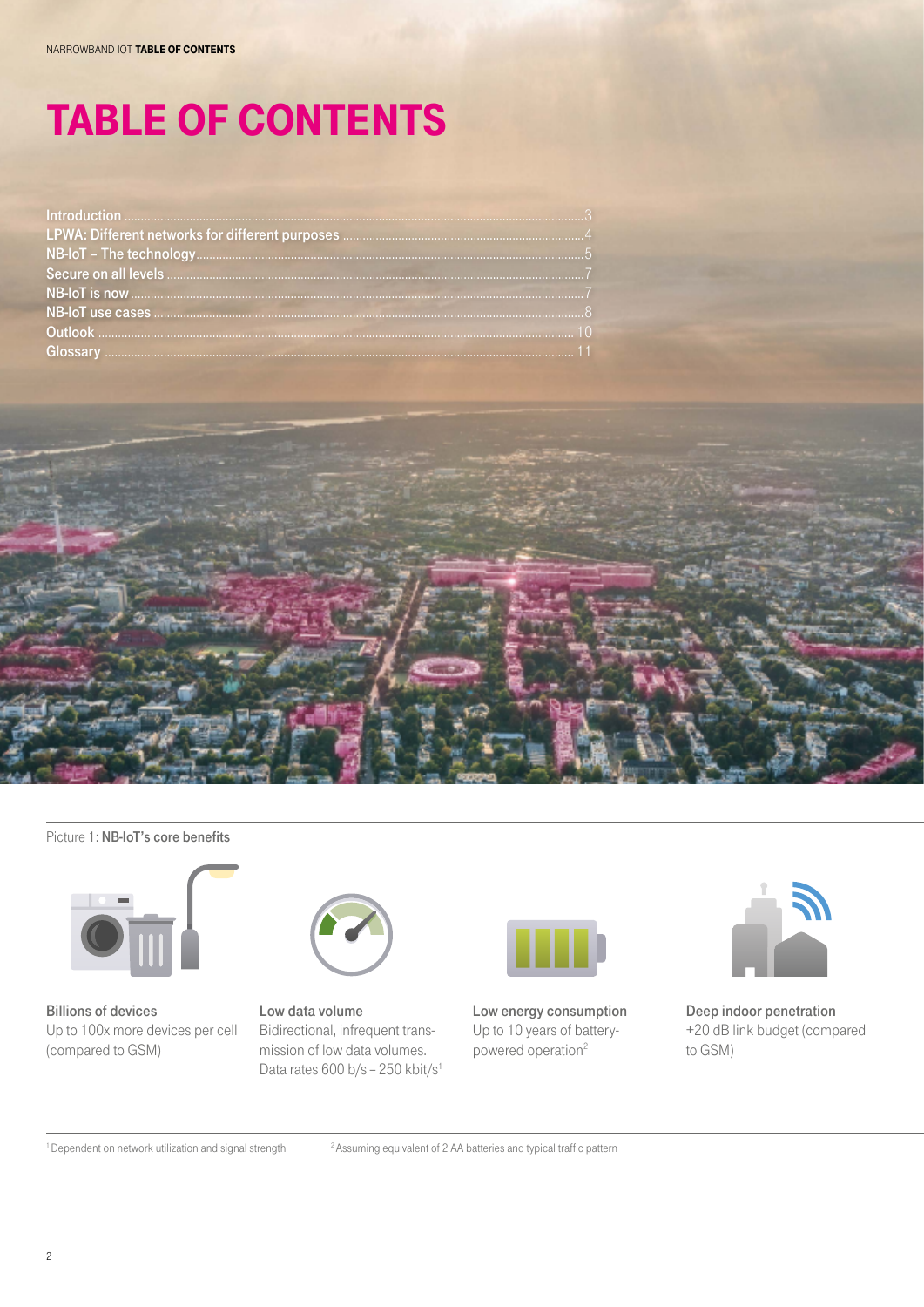# TABLE OF CONTENTS

Introduction ........ 3
LPWA: Different networks for different purposes ........ 4
NB-IoT – The technology ........ 5
Secure on all levels ........ 7
NB-IoT is now ........ 7
NB-IoT use cases ........ 8
Outlook ........ 10
Glossary ........ 11

Picture 1: **NB-IoT's core benefits**

**Billions of devices**
Up to 100x more devices per cell (compared to GSM)

**Low data volume**
Bidirectional, infrequent transmission of low data volumes. Data rates 600 b/s – 250 kbit/s[1]

**Low energy consumption**
Up to 10 years of battery-powered operation[2]

**Deep indoor penetration**
+20 dB link budget (compared to GSM)

[1] Dependent on network utilization and signal strength

[2] Assuming equivalent of 2 AA batteries and typical traffic pattern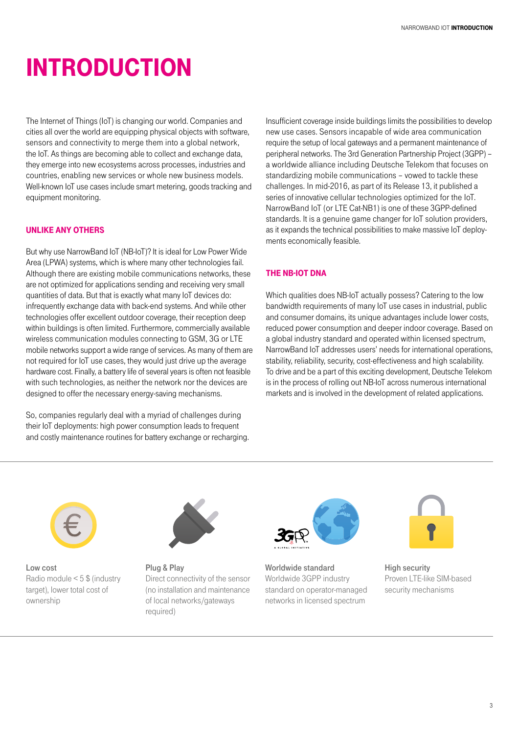# INTRODUCTION

The Internet of Things (IoT) is changing our world. Companies and cities all over the world are equipping physical objects with software, sensors and connectivity to merge them into a global network, the IoT. As things are becoming able to collect and exchange data, they emerge into new ecosystems across processes, industries and countries, enabling new services or whole new business models. Well-known IoT use cases include smart metering, goods tracking and equipment monitoring.

## UNLIKE ANY OTHERS

But why use NarrowBand IoT (NB-IoT)? It is ideal for Low Power Wide Area (LPWA) systems, which is where many other technologies fail. Although there are existing mobile communications networks, these are not optimized for applications sending and receiving very small quantities of data. But that is exactly what many IoT devices do: infrequently exchange data with back-end systems. And while other technologies offer excellent outdoor coverage, their reception deep within buildings is often limited. Furthermore, commercially available wireless communication modules connecting to GSM, 3G or LTE mobile networks support a wide range of services. As many of them are not required for IoT use cases, they would just drive up the average hardware cost. Finally, a battery life of several years is often not feasible with such technologies, as neither the network nor the devices are designed to offer the necessary energy-saving mechanisms.

So, companies regularly deal with a myriad of challenges during their IoT deployments: high power consumption leads to frequent and costly maintenance routines for battery exchange or recharging. Insufficient coverage inside buildings limits the possibilities to develop new use cases. Sensors incapable of wide area communication require the setup of local gateways and a permanent maintenance of peripheral networks. The 3rd Generation Partnership Project (3GPP) – a worldwide alliance including Deutsche Telekom that focuses on standardizing mobile communications – vowed to tackle these challenges. In mid-2016, as part of its Release 13, it published a series of innovative cellular technologies optimized for the IoT. NarrowBand IoT (or LTE Cat-NB1) is one of these 3GPP-defined standards. It is a genuine game changer for IoT solution providers, as it expands the technical possibilities to make massive IoT deployments economically feasible.

## THE NB-IOT DNA

Which qualities does NB-IoT actually possess? Catering to the low bandwidth requirements of many IoT use cases in industrial, public and consumer domains, its unique advantages include lower costs, reduced power consumption and deeper indoor coverage. Based on a global industry standard and operated within licensed spectrum, NarrowBand IoT addresses users' needs for international operations, stability, reliability, security, cost-effectiveness and high scalability. To drive and be a part of this exciting development, Deutsche Telekom is in the process of rolling out NB-IoT across numerous international markets and is involved in the development of related applications.

**Low cost**
Radio module < 5 $ (industry target), lower total cost of ownership

**Plug & Play**
Direct connectivity of the sensor (no installation and maintenance of local networks/gateways required)

**Worldwide standard**
Worldwide 3GPP industry standard on operator-managed networks in licensed spectrum

**High security**
Proven LTE-like SIM-based security mechanisms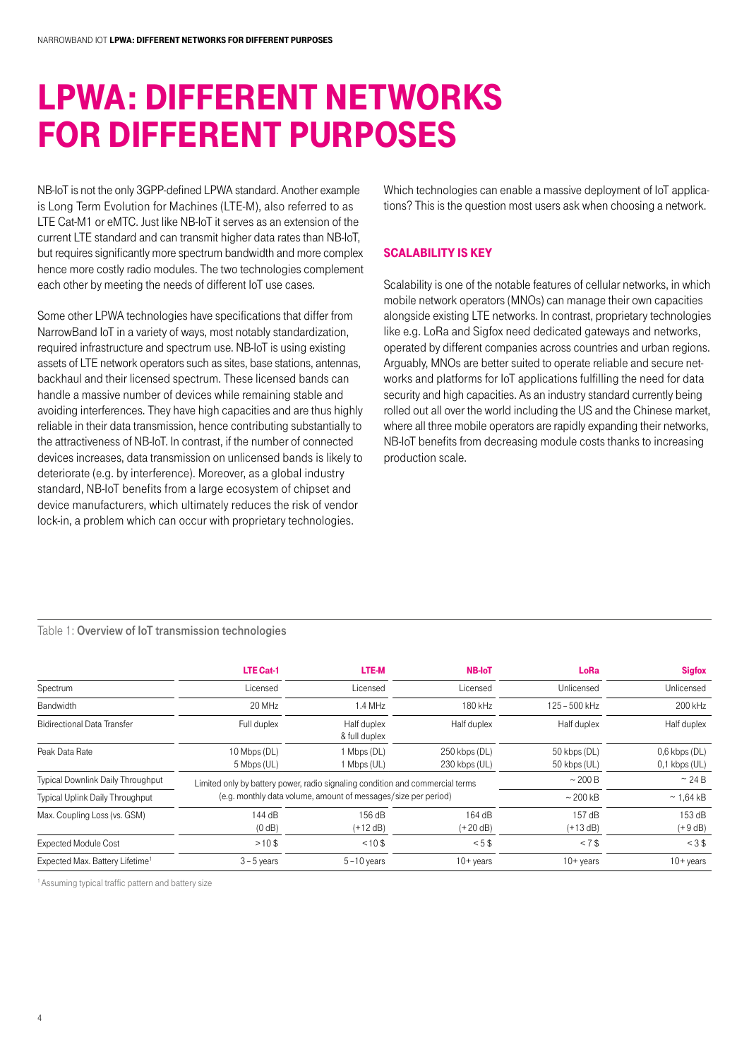# LPWA: DIFFERENT NETWORKS FOR DIFFERENT PURPOSES

NB-IoT is not the only 3GPP-defined LPWA standard. Another example is Long Term Evolution for Machines (LTE-M), also referred to as LTE Cat-M1 or eMTC. Just like NB-IoT it serves as an extension of the current LTE standard and can transmit higher data rates than NB-IoT, but requires significantly more spectrum bandwidth and more complex hence more costly radio modules. The two technologies complement each other by meeting the needs of different IoT use cases.

Some other LPWA technologies have specifications that differ from NarrowBand IoT in a variety of ways, most notably standardization, required infrastructure and spectrum use. NB-IoT is using existing assets of LTE network operators such as sites, base stations, antennas, backhaul and their licensed spectrum. These licensed bands can handle a massive number of devices while remaining stable and avoiding interferences. They have high capacities and are thus highly reliable in their data transmission, hence contributing substantially to the attractiveness of NB-IoT. In contrast, if the number of connected devices increases, data transmission on unlicensed bands is likely to deteriorate (e.g. by interference). Moreover, as a global industry standard, NB-IoT benefits from a large ecosystem of chipset and device manufacturers, which ultimately reduces the risk of vendor lock-in, a problem which can occur with proprietary technologies.

Which technologies can enable a massive deployment of IoT applications? This is the question most users ask when choosing a network.

## SCALABILITY IS KEY

Scalability is one of the notable features of cellular networks, in which mobile network operators (MNOs) can manage their own capacities alongside existing LTE networks. In contrast, proprietary technologies like e.g. LoRa and Sigfox need dedicated gateways and networks, operated by different companies across countries and urban regions. Arguably, MNOs are better suited to operate reliable and secure networks and platforms for IoT applications fulfilling the need for data security and high capacities. As an industry standard currently being rolled out all over the world including the US and the Chinese market, where all three mobile operators are rapidly expanding their networks, NB-IoT benefits from decreasing module costs thanks to increasing production scale.

Table 1: **Overview of IoT transmission technologies**

| | LTE Cat-1 | LTE-M | NB-IoT | LoRa | Sigfox |
|---|---|---|---|---|---|
| Spectrum | Licensed | Licensed | Licensed | Unlicensed | Unlicensed |
| Bandwidth | 20 MHz | 1.4 MHz | 180 kHz | 125 – 500 kHz | 200 kHz |
| Bidirectional Data Transfer | Full duplex | Half duplex & full duplex | Half duplex | Half duplex | Half duplex |
| Peak Data Rate | 10 Mbps (DL) 5 Mbps (UL) | 1 Mbps (DL) 1 Mbps (UL) | 250 kbps (DL) 230 kbps (UL) | 50 kbps (DL) 50 kbps (UL) | 0,6 kbps (DL) 0,1 kbps (UL) |
| Typical Downlink Daily Throughput | Limited only by battery power, radio signaling condition and commercial terms (e.g. monthly data volume, amount of messages/size per period) | | | ~ 200 B | ~ 24 B |
| Typical Uplink Daily Throughput | | | | ~ 200 kB | ~ 1,64 kB |
| Max. Coupling Loss (vs. GSM) | 144 dB (0 dB) | 156 dB (+12 dB) | 164 dB (+20 dB) | 157 dB (+13 dB) | 153 dB (+9 dB) |
| Expected Module Cost | > 10 $ | < 10 $ | < 5 $ | < 7 $ | < 3 $ |
| Expected Max. Battery Lifetime[1] | 3 – 5 years | 5 – 10 years | 10+ years | 10+ years | 10+ years |

[1] Assuming typical traffic pattern and battery size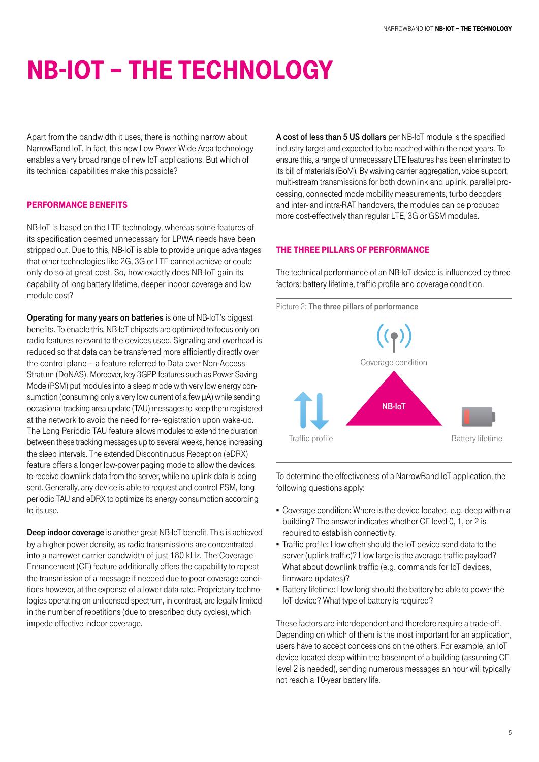# NB-IOT – THE TECHNOLOGY

Apart from the bandwidth it uses, there is nothing narrow about NarrowBand IoT. In fact, this new Low Power Wide Area technology enables a very broad range of new IoT applications. But which of its technical capabilities make this possible?

## PERFORMANCE BENEFITS

NB-IoT is based on the LTE technology, whereas some features of its specification deemed unnecessary for LPWA needs have been stripped out. Due to this, NB-IoT is able to provide unique advantages that other technologies like 2G, 3G or LTE cannot achieve or could only do so at great cost. So, how exactly does NB-IoT gain its capability of long battery lifetime, deeper indoor coverage and low module cost?

**Operating for many years on batteries** is one of NB-IoT's biggest benefits. To enable this, NB-IoT chipsets are optimized to focus only on radio features relevant to the devices used. Signaling and overhead is reduced so that data can be transferred more efficiently directly over the control plane – a feature referred to Data over Non-Access Stratum (DoNAS). Moreover, key 3GPP features such as Power Saving Mode (PSM) put modules into a sleep mode with very low energy consumption (consuming only a very low current of a few µA) while sending occasional tracking area update (TAU) messages to keep them registered at the network to avoid the need for re-registration upon wake-up. The Long Periodic TAU feature allows modules to extend the duration between these tracking messages up to several weeks, hence increasing the sleep intervals. The extended Discontinuous Reception (eDRX) feature offers a longer low-power paging mode to allow the devices to receive downlink data from the server, while no uplink data is being sent. Generally, any device is able to request and control PSM, long periodic TAU and eDRX to optimize its energy consumption according to its use.

**Deep indoor coverage** is another great NB-IoT benefit. This is achieved by a higher power density, as radio transmissions are concentrated into a narrower carrier bandwidth of just 180 kHz. The Coverage Enhancement (CE) feature additionally offers the capability to repeat the transmission of a message if needed due to poor coverage conditions however, at the expense of a lower data rate. Proprietary technologies operating on unlicensed spectrum, in contrast, are legally limited in the number of repetitions (due to prescribed duty cycles), which impede effective indoor coverage.

**A cost of less than 5 US dollars** per NB-IoT module is the specified industry target and expected to be reached within the next years. To ensure this, a range of unnecessary LTE features has been eliminated to its bill of materials (BoM). By waiving carrier aggregation, voice support, multi-stream transmissions for both downlink and uplink, parallel processing, connected mode mobility measurements, turbo decoders and inter- and intra-RAT handovers, the modules can be produced more cost-effectively than regular LTE, 3G or GSM modules.

## THE THREE PILLARS OF PERFORMANCE

The technical performance of an NB-IoT device is influenced by three factors: battery lifetime, traffic profile and coverage condition.

Picture 2: **The three pillars of performance**

Coverage condition

NB-IoT

Traffic profile

Battery lifetime

To determine the effectiveness of a NarrowBand IoT application, the following questions apply:

- Coverage condition: Where is the device located, e.g. deep within a building? The answer indicates whether CE level 0, 1, or 2 is required to establish connectivity.
- Traffic profile: How often should the IoT device send data to the server (uplink traffic)? How large is the average traffic payload? What about downlink traffic (e.g. commands for IoT devices, firmware updates)?
- Battery lifetime: How long should the battery be able to power the IoT device? What type of battery is required?

These factors are interdependent and therefore require a trade-off. Depending on which of them is the most important for an application, users have to accept concessions on the others. For example, an IoT device located deep within the basement of a building (assuming CE level 2 is needed), sending numerous messages an hour will typically not reach a 10-year battery life.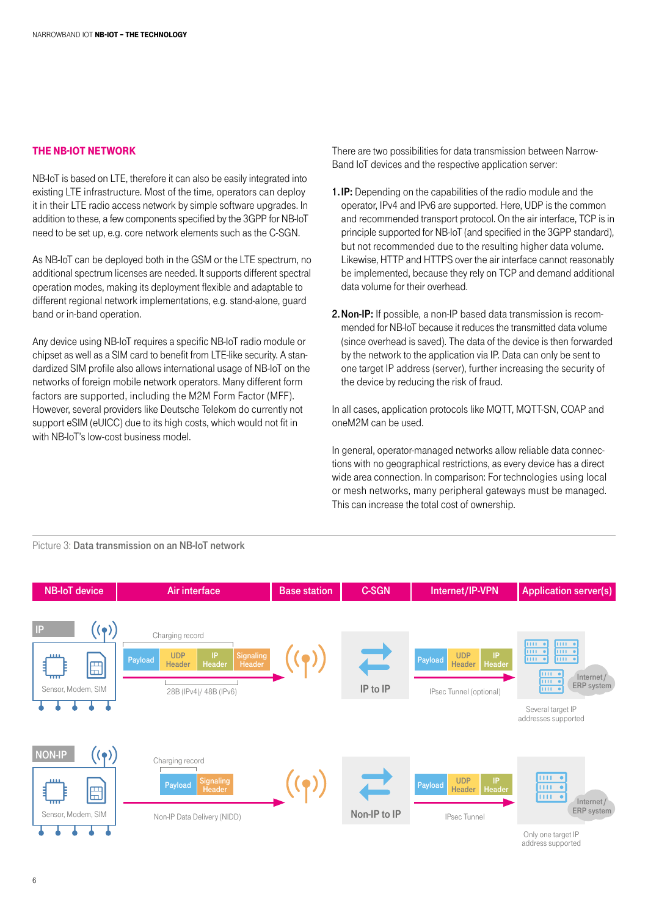## THE NB-IOT NETWORK

NB-IoT is based on LTE, therefore it can also be easily integrated into existing LTE infrastructure. Most of the time, operators can deploy it in their LTE radio access network by simple software upgrades. In addition to these, a few components specified by the 3GPP for NB-IoT need to be set up, e.g. core network elements such as the C-SGN.

As NB-IoT can be deployed both in the GSM or the LTE spectrum, no additional spectrum licenses are needed. It supports different spectral operation modes, making its deployment flexible and adaptable to different regional network implementations, e.g. stand-alone, guard band or in-band operation.

Any device using NB-IoT requires a specific NB-IoT radio module or chipset as well as a SIM card to benefit from LTE-like security. A standardized SIM profile also allows international usage of NB-IoT on the networks of foreign mobile network operators. Many different form factors are supported, including the M2M Form Factor (MFF). However, several providers like Deutsche Telekom do currently not support eSIM (eUICC) due to its high costs, which would not fit in with NB-IoT's low-cost business model.

There are two possibilities for data transmission between NarrowBand IoT devices and the respective application server:

1. **IP:** Depending on the capabilities of the radio module and the operator, IPv4 and IPv6 are supported. Here, UDP is the common and recommended transport protocol. On the air interface, TCP is in principle supported for NB-IoT (and specified in the 3GPP standard), but not recommended due to the resulting higher data volume. Likewise, HTTP and HTTPS over the air interface cannot reasonably be implemented, because they rely on TCP and demand additional data volume for their overhead.

2. **Non-IP:** If possible, a non-IP based data transmission is recommended for NB-IoT because it reduces the transmitted data volume (since overhead is saved). The data of the device is then forwarded by the network to the application via IP. Data can only be sent to one target IP address (server), further increasing the security of the device by reducing the risk of fraud.

In all cases, application protocols like MQTT, MQTT-SN, COAP and oneM2M can be used.

In general, operator-managed networks allow reliable data connections with no geographical restrictions, as every device has a direct wide area connection. In comparison: For technologies using local or mesh networks, many peripheral gateways must be managed. This can increase the total cost of ownership.

Picture 3: **Data transmission on an NB-IoT network**

| NB-IoT device | Air interface | Base station | C-SGN | Internet/IP-VPN | Application server(s) |
|---|---|---|---|---|---|
| IP — Sensor, Modem, SIM | Charging record; Payload, UDP Header, IP Header, Signaling Header; 28B (IPv4)/ 48B (IPv6) | | IP to IP | Payload, UDP Header, IP Header; IPsec Tunnel (optional) | Internet/ ERP system; Several target IP addresses supported |
| NON-IP — Sensor, Modem, SIM | Charging record; Payload, Signaling Header; Non-IP Data Delivery (NIDD) | | Non-IP to IP | Payload, UDP Header, IP Header; IPsec Tunnel | Internet/ ERP system; Only one target IP address supported |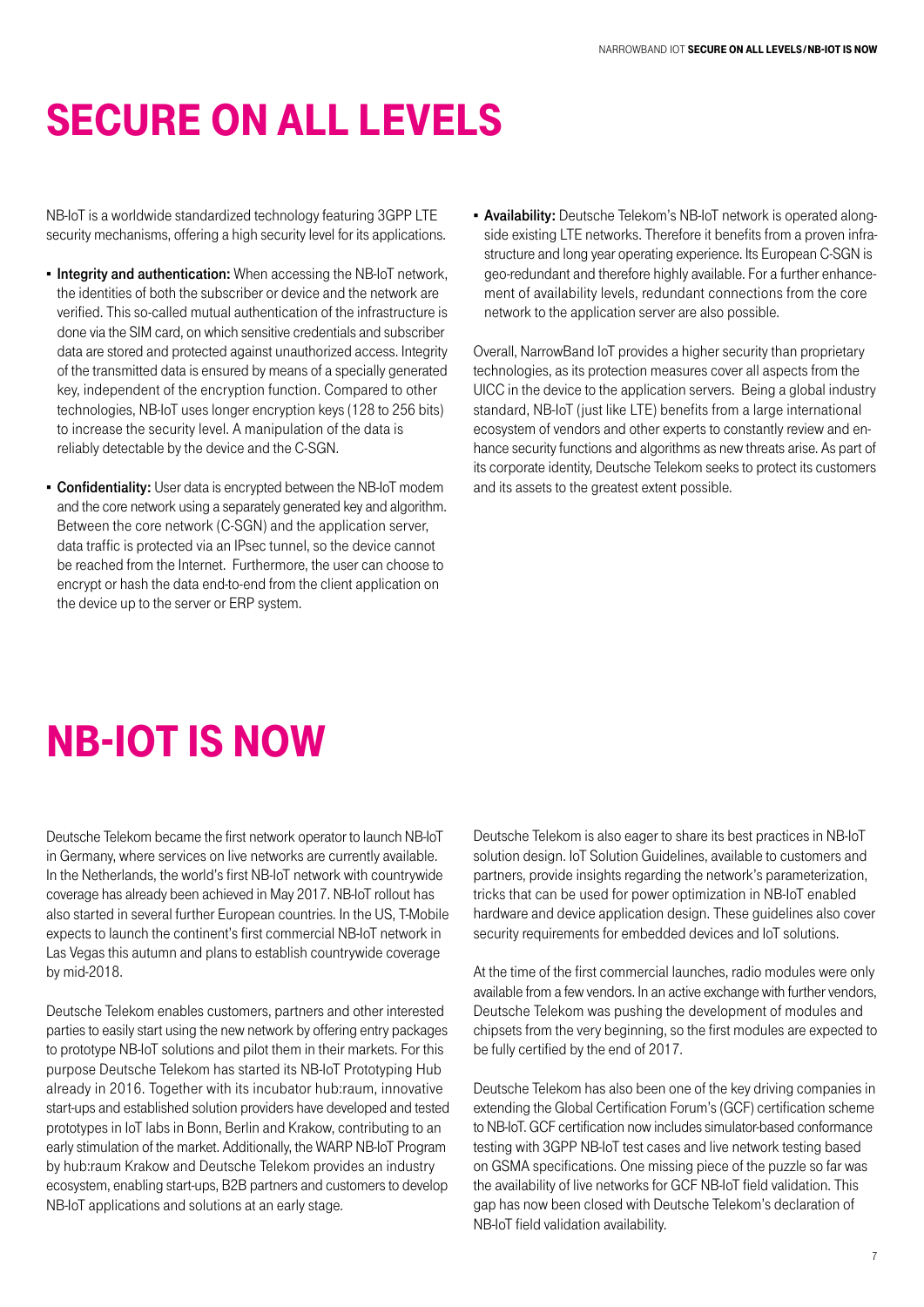# SECURE ON ALL LEVELS

NB-IoT is a worldwide standardized technology featuring 3GPP LTE security mechanisms, offering a high security level for its applications.

- **Integrity and authentication:** When accessing the NB-IoT network, the identities of both the subscriber or device and the network are verified. This so-called mutual authentication of the infrastructure is done via the SIM card, on which sensitive credentials and subscriber data are stored and protected against unauthorized access. Integrity of the transmitted data is ensured by means of a specially generated key, independent of the encryption function. Compared to other technologies, NB-IoT uses longer encryption keys (128 to 256 bits) to increase the security level. A manipulation of the data is reliably detectable by the device and the C-SGN.
- **Confidentiality:** User data is encrypted between the NB-IoT modem and the core network using a separately generated key and algorithm. Between the core network (C-SGN) and the application server, data traffic is protected via an IPsec tunnel, so the device cannot be reached from the Internet. Furthermore, the user can choose to encrypt or hash the data end-to-end from the client application on the device up to the server or ERP system.
- **Availability:** Deutsche Telekom's NB-IoT network is operated alongside existing LTE networks. Therefore it benefits from a proven infrastructure and long year operating experience. Its European C-SGN is geo-redundant and therefore highly available. For a further enhancement of availability levels, redundant connections from the core network to the application server are also possible.

Overall, NarrowBand IoT provides a higher security than proprietary technologies, as its protection measures cover all aspects from the UICC in the device to the application servers. Being a global industry standard, NB-IoT (just like LTE) benefits from a large international ecosystem of vendors and other experts to constantly review and enhance security functions and algorithms as new threats arise. As part of its corporate identity, Deutsche Telekom seeks to protect its customers and its assets to the greatest extent possible.

# NB-IOT IS NOW

Deutsche Telekom became the first network operator to launch NB-IoT in Germany, where services on live networks are currently available. In the Netherlands, the world's first NB-IoT network with countrywide coverage has already been achieved in May 2017. NB-IoT rollout has also started in several further European countries. In the US, T-Mobile expects to launch the continent's first commercial NB-IoT network in Las Vegas this autumn and plans to establish countrywide coverage by mid-2018.

Deutsche Telekom enables customers, partners and other interested parties to easily start using the new network by offering entry packages to prototype NB-IoT solutions and pilot them in their markets. For this purpose Deutsche Telekom has started its NB-IoT Prototyping Hub already in 2016. Together with its incubator hub:raum, innovative start-ups and established solution providers have developed and tested prototypes in IoT labs in Bonn, Berlin and Krakow, contributing to an early stimulation of the market. Additionally, the WARP NB-IoT Program by hub:raum Krakow and Deutsche Telekom provides an industry ecosystem, enabling start-ups, B2B partners and customers to develop NB-IoT applications and solutions at an early stage.

Deutsche Telekom is also eager to share its best practices in NB-IoT solution design. IoT Solution Guidelines, available to customers and partners, provide insights regarding the network's parameterization, tricks that can be used for power optimization in NB-IoT enabled hardware and device application design. These guidelines also cover security requirements for embedded devices and IoT solutions.

At the time of the first commercial launches, radio modules were only available from a few vendors. In an active exchange with further vendors, Deutsche Telekom was pushing the development of modules and chipsets from the very beginning, so the first modules are expected to be fully certified by the end of 2017.

Deutsche Telekom has also been one of the key driving companies in extending the Global Certification Forum's (GCF) certification scheme to NB-IoT. GCF certification now includes simulator-based conformance testing with 3GPP NB-IoT test cases and live network testing based on GSMA specifications. One missing piece of the puzzle so far was the availability of live networks for GCF NB-IoT field validation. This gap has now been closed with Deutsche Telekom's declaration of NB-IoT field validation availability.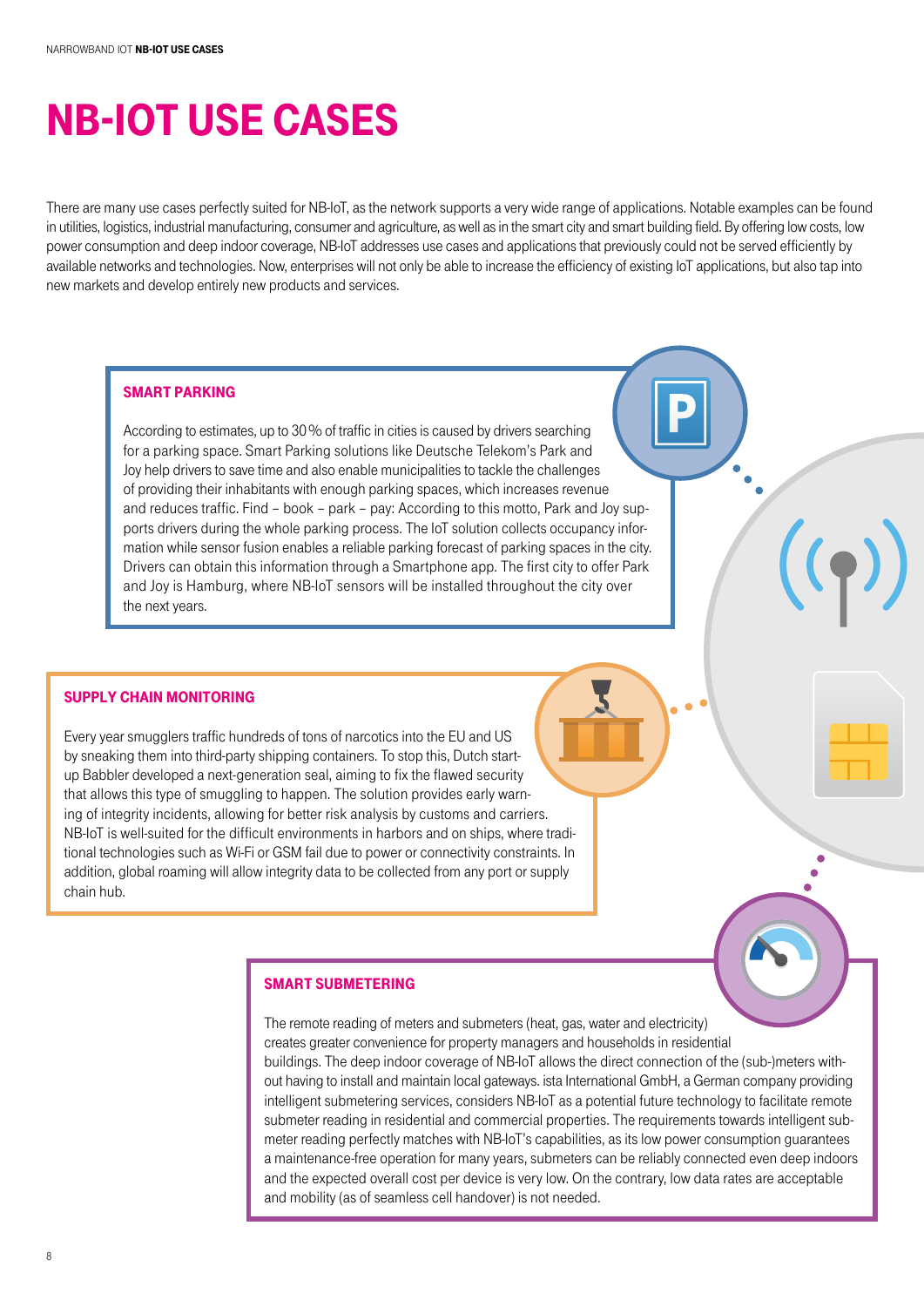# NB-IOT USE CASES

There are many use cases perfectly suited for NB-IoT, as the network supports a very wide range of applications. Notable examples can be found in utilities, logistics, industrial manufacturing, consumer and agriculture, as well as in the smart city and smart building field. By offering low costs, low power consumption and deep indoor coverage, NB-IoT addresses use cases and applications that previously could not be served efficiently by available networks and technologies. Now, enterprises will not only be able to increase the efficiency of existing IoT applications, but also tap into new markets and develop entirely new products and services.

## SMART PARKING

According to estimates, up to 30 % of traffic in cities is caused by drivers searching for a parking space. Smart Parking solutions like Deutsche Telekom's Park and Joy help drivers to save time and also enable municipalities to tackle the challenges of providing their inhabitants with enough parking spaces, which increases revenue and reduces traffic. Find – book – park – pay: According to this motto, Park and Joy supports drivers during the whole parking process. The IoT solution collects occupancy information while sensor fusion enables a reliable parking forecast of parking spaces in the city. Drivers can obtain this information through a Smartphone app. The first city to offer Park and Joy is Hamburg, where NB-IoT sensors will be installed throughout the city over the next years.

## SUPPLY CHAIN MONITORING

Every year smugglers traffic hundreds of tons of narcotics into the EU and US by sneaking them into third-party shipping containers. To stop this, Dutch start-up Babbler developed a next-generation seal, aiming to fix the flawed security that allows this type of smuggling to happen. The solution provides early warning of integrity incidents, allowing for better risk analysis by customs and carriers. NB-IoT is well-suited for the difficult environments in harbors and on ships, where traditional technologies such as Wi-Fi or GSM fail due to power or connectivity constraints. In addition, global roaming will allow integrity data to be collected from any port or supply chain hub.

## SMART SUBMETERING

The remote reading of meters and submeters (heat, gas, water and electricity) creates greater convenience for property managers and households in residential buildings. The deep indoor coverage of NB-IoT allows the direct connection of the (sub-)meters without having to install and maintain local gateways. ista International GmbH, a German company providing intelligent submetering services, considers NB-IoT as a potential future technology to facilitate remote submeter reading in residential and commercial properties. The requirements towards intelligent submeter reading perfectly matches with NB-IoT's capabilities, as its low power consumption guarantees a maintenance-free operation for many years, submeters can be reliably connected even deep indoors and the expected overall cost per device is very low. On the contrary, low data rates are acceptable and mobility (as of seamless cell handover) is not needed.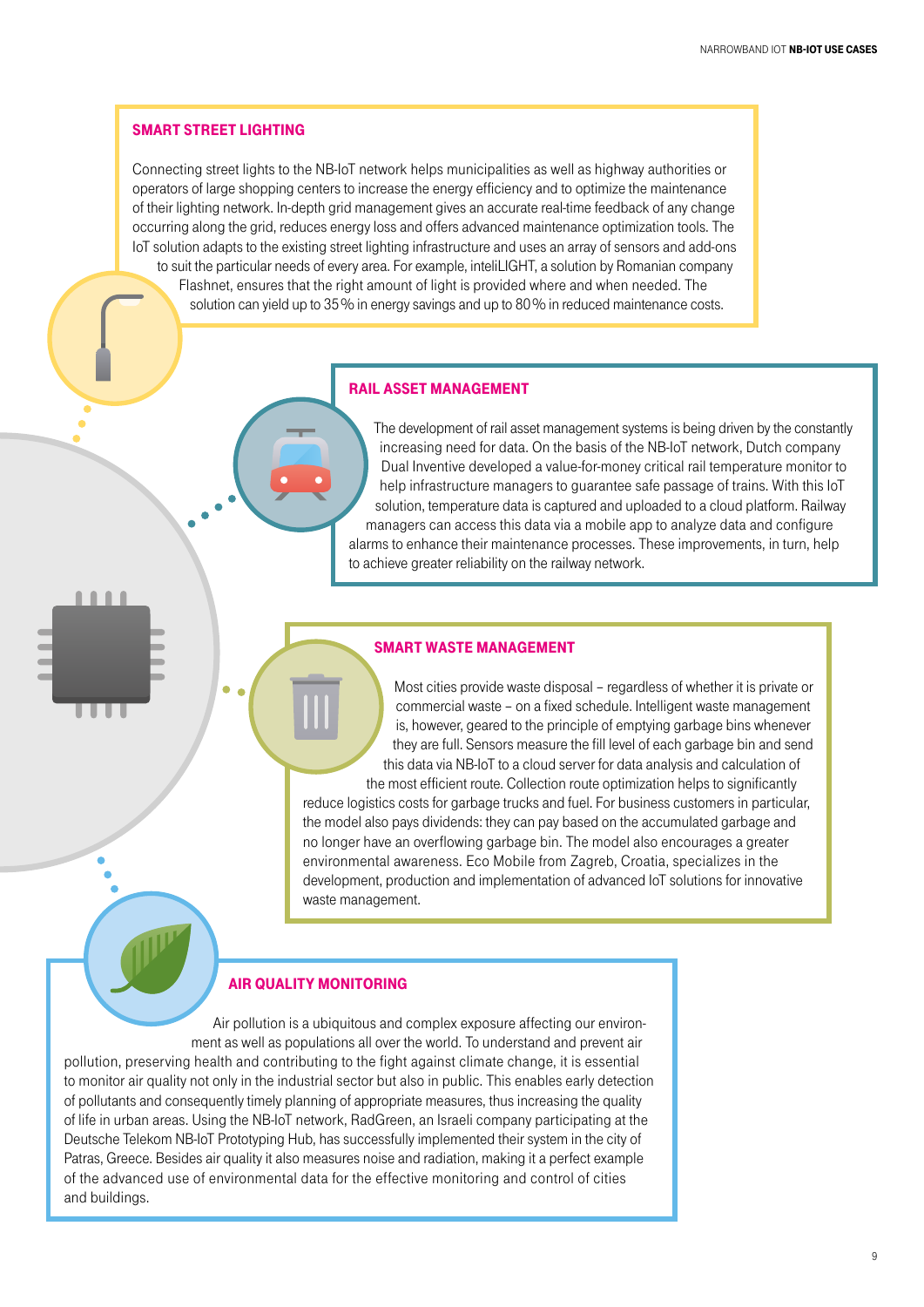## SMART STREET LIGHTING

Connecting street lights to the NB-IoT network helps municipalities as well as highway authorities or operators of large shopping centers to increase the energy efficiency and to optimize the maintenance of their lighting network. In-depth grid management gives an accurate real-time feedback of any change occurring along the grid, reduces energy loss and offers advanced maintenance optimization tools. The IoT solution adapts to the existing street lighting infrastructure and uses an array of sensors and add-ons to suit the particular needs of every area. For example, inteliLIGHT, a solution by Romanian company Flashnet, ensures that the right amount of light is provided where and when needed. The solution can yield up to 35% in energy savings and up to 80% in reduced maintenance costs.

## RAIL ASSET MANAGEMENT

The development of rail asset management systems is being driven by the constantly increasing need for data. On the basis of the NB-IoT network, Dutch company Dual Inventive developed a value-for-money critical rail temperature monitor to help infrastructure managers to guarantee safe passage of trains. With this IoT solution, temperature data is captured and uploaded to a cloud platform. Railway managers can access this data via a mobile app to analyze data and configure alarms to enhance their maintenance processes. These improvements, in turn, help to achieve greater reliability on the railway network.

## SMART WASTE MANAGEMENT

Most cities provide waste disposal – regardless of whether it is private or commercial waste – on a fixed schedule. Intelligent waste management is, however, geared to the principle of emptying garbage bins whenever they are full. Sensors measure the fill level of each garbage bin and send this data via NB-IoT to a cloud server for data analysis and calculation of the most efficient route. Collection route optimization helps to significantly reduce logistics costs for garbage trucks and fuel. For business customers in particular, the model also pays dividends: they can pay based on the accumulated garbage and no longer have an overflowing garbage bin. The model also encourages a greater environmental awareness. Eco Mobile from Zagreb, Croatia, specializes in the development, production and implementation of advanced IoT solutions for innovative waste management.

## AIR QUALITY MONITORING

Air pollution is a ubiquitous and complex exposure affecting our environment as well as populations all over the world. To understand and prevent air pollution, preserving health and contributing to the fight against climate change, it is essential to monitor air quality not only in the industrial sector but also in public. This enables early detection of pollutants and consequently timely planning of appropriate measures, thus increasing the quality of life in urban areas. Using the NB-IoT network, RadGreen, an Israeli company participating at the Deutsche Telekom NB-IoT Prototyping Hub, has successfully implemented their system in the city of Patras, Greece. Besides air quality it also measures noise and radiation, making it a perfect example of the advanced use of environmental data for the effective monitoring and control of cities and buildings.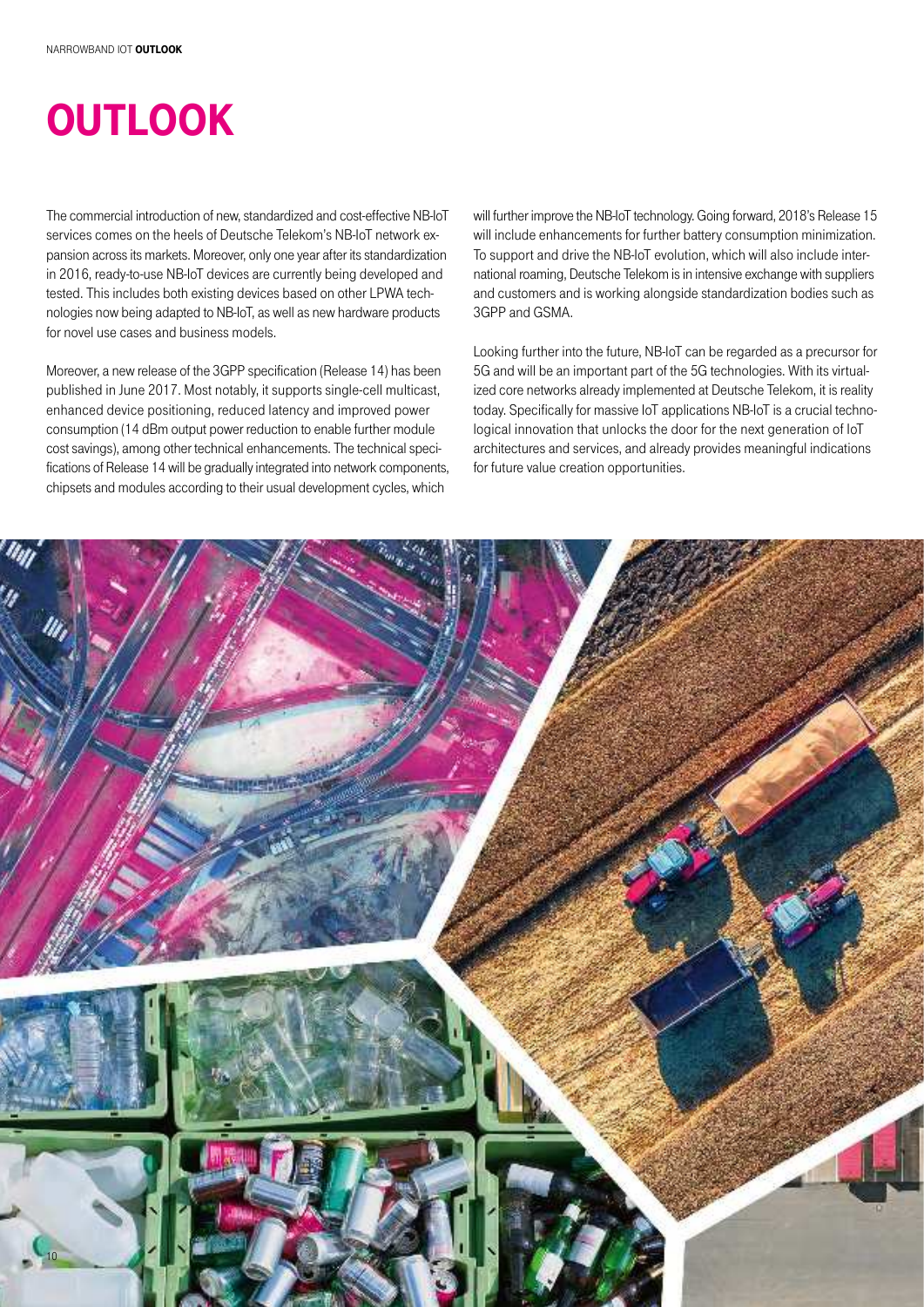# OUTLOOK

The commercial introduction of new, standardized and cost-effective NB-IoT services comes on the heels of Deutsche Telekom's NB-IoT network expansion across its markets. Moreover, only one year after its standardization in 2016, ready-to-use NB-IoT devices are currently being developed and tested. This includes both existing devices based on other LPWA technologies now being adapted to NB-IoT, as well as new hardware products for novel use cases and business models.

Moreover, a new release of the 3GPP specification (Release 14) has been published in June 2017. Most notably, it supports single-cell multicast, enhanced device positioning, reduced latency and improved power consumption (14 dBm output power reduction to enable further module cost savings), among other technical enhancements. The technical specifications of Release 14 will be gradually integrated into network components, chipsets and modules according to their usual development cycles, which will further improve the NB-IoT technology. Going forward, 2018's Release 15 will include enhancements for further battery consumption minimization. To support and drive the NB-IoT evolution, which will also include international roaming, Deutsche Telekom is in intensive exchange with suppliers and customers and is working alongside standardization bodies such as 3GPP and GSMA.

Looking further into the future, NB-IoT can be regarded as a precursor for 5G and will be an important part of the 5G technologies. With its virtualized core networks already implemented at Deutsche Telekom, it is reality today. Specifically for massive IoT applications NB-IoT is a crucial technological innovation that unlocks the door for the next generation of IoT architectures and services, and already provides meaningful indications for future value creation opportunities.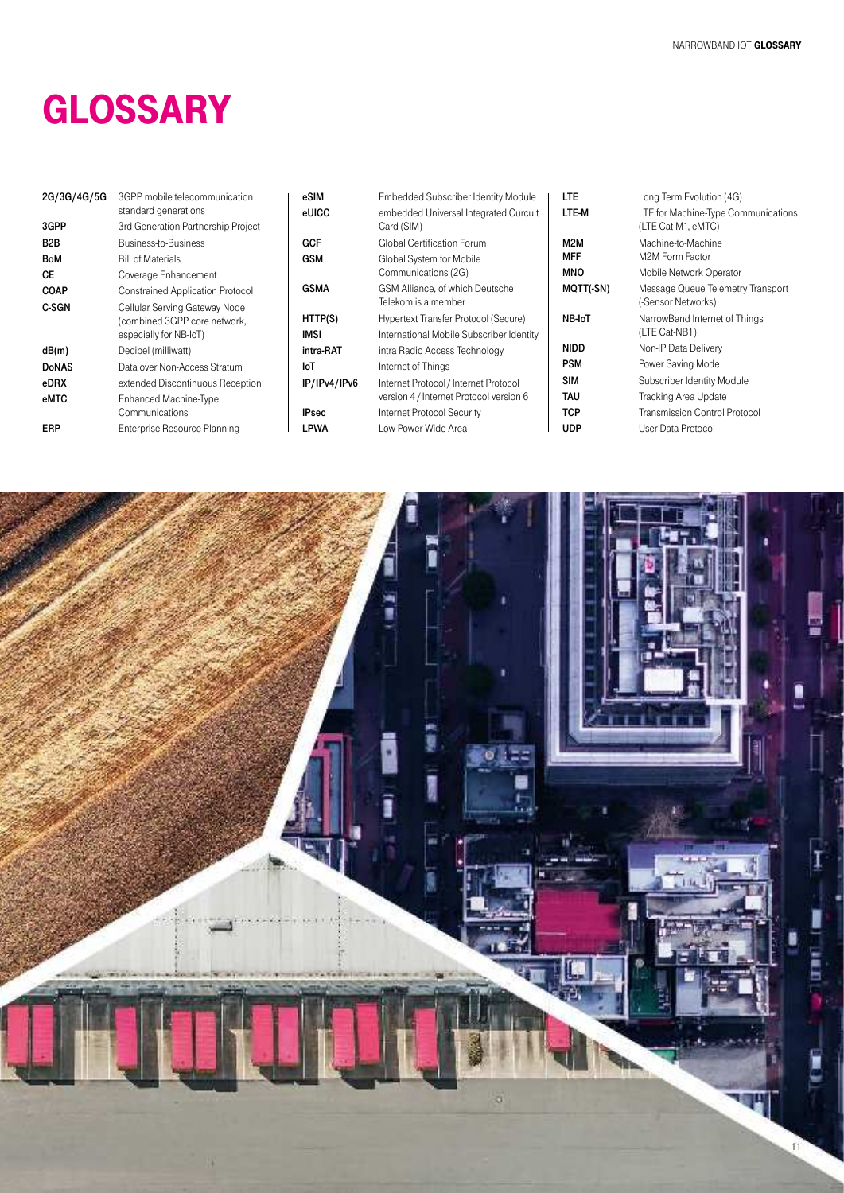# GLOSSARY

| Term | Definition |
|---|---|
| 2G/3G/4G/5G | 3GPP mobile telecommunication standard generations |
| 3GPP | 3rd Generation Partnership Project |
| B2B | Business-to-Business |
| BoM | Bill of Materials |
| CE | Coverage Enhancement |
| COAP | Constrained Application Protocol |
| C-SGN | Cellular Serving Gateway Node (combined 3GPP core network, especially for NB-IoT) |
| dB(m) | Decibel (milliwatt) |
| DoNAS | Data over Non-Access Stratum |
| eDRX | extended Discontinuous Reception |
| eMTC | Enhanced Machine-Type Communications |
| ERP | Enterprise Resource Planning |
| eSIM | Embedded Subscriber Identity Module |
| eUICC | embedded Universal Integrated Curcuit Card (SIM) |
| GCF | Global Certification Forum |
| GSM | Global System for Mobile Communications (2G) |
| GSMA | GSM Alliance, of which Deutsche Telekom is a member |
| HTTP(S) | Hypertext Transfer Protocol (Secure) |
| IMSI | International Mobile Subscriber Identity |
| intra-RAT | intra Radio Access Technology |
| IoT | Internet of Things |
| IP/IPv4/IPv6 | Internet Protocol / Internet Protocol version 4 / Internet Protocol version 6 |
| IPsec | Internet Protocol Security |
| LPWA | Low Power Wide Area |
| LTE | Long Term Evolution (4G) |
| LTE-M | LTE for Machine-Type Communications (LTE Cat-M1, eMTC) |
| M2M | Machine-to-Machine |
| MFF | M2M Form Factor |
| MNO | Mobile Network Operator |
| MQTT(-SN) | Message Queue Telemetry Transport (-Sensor Networks) |
| NB-IoT | NarrowBand Internet of Things (LTE Cat-NB1) |
| NIDD | Non-IP Data Delivery |
| PSM | Power Saving Mode |
| SIM | Subscriber Identity Module |
| TAU | Tracking Area Update |
| TCP | Transmission Control Protocol |
| UDP | User Data Protocol |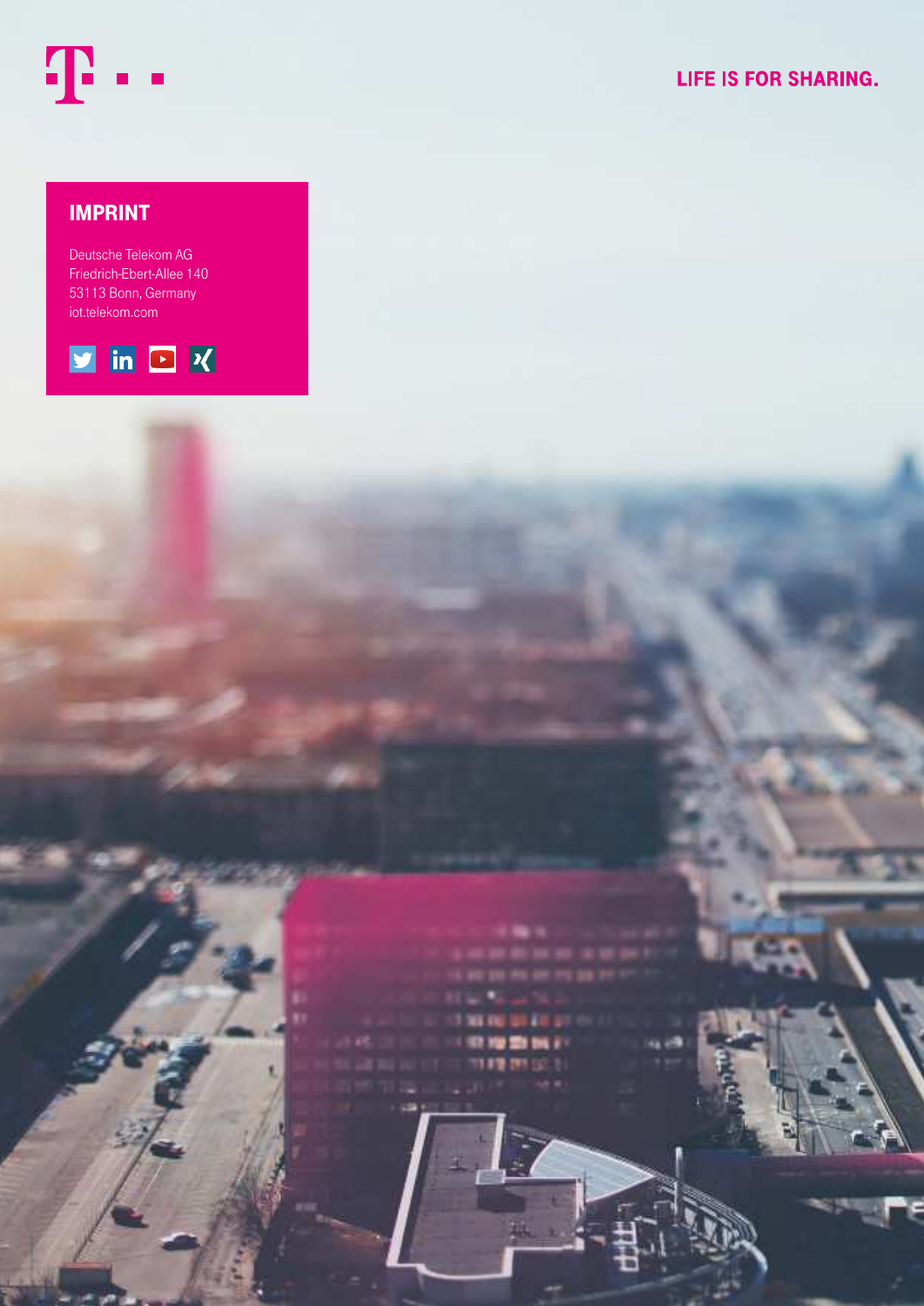LIFE IS FOR SHARING.

## IMPRINT

Deutsche Telekom AG
Friedrich-Ebert-Allee 140
53113 Bonn, Germany
iot.telekom.com